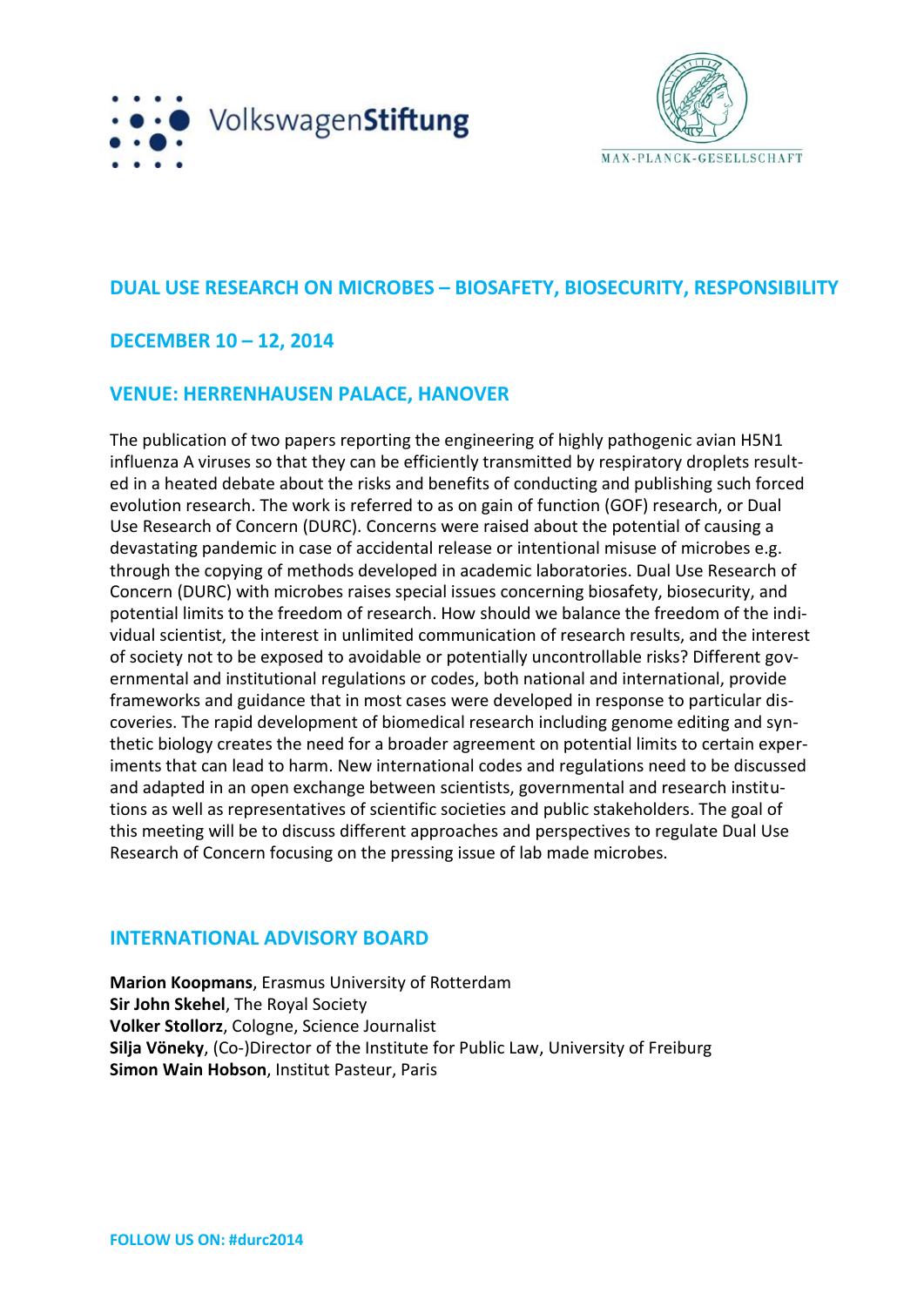VolkswagenStiftung

MAX-PLANCK-GESELLSCHAFT

## DUAL USE RESEARCH ON MICROBES – BIOSAFETY, BIOSECURITY, RESPONSIBILITY

## DECEMBER 10 – 12, 2014

## VENUE: HERRENHAUSEN PALACE, HANOVER

The publication of two papers reporting the engineering of highly pathogenic avian H5N1 influenza A viruses so that they can be efficiently transmitted by respiratory droplets resulted in a heated debate about the risks and benefits of conducting and publishing such forced evolution research. The work is referred to as on gain of function (GOF) research, or Dual Use Research of Concern (DURC). Concerns were raised about the potential of causing a devastating pandemic in case of accidental release or intentional misuse of microbes e.g. through the copying of methods developed in academic laboratories. Dual Use Research of Concern (DURC) with microbes raises special issues concerning biosafety, biosecurity, and potential limits to the freedom of research. How should we balance the freedom of the individual scientist, the interest in unlimited communication of research results, and the interest of society not to be exposed to avoidable or potentially uncontrollable risks? Different governmental and institutional regulations or codes, both national and international, provide frameworks and guidance that in most cases were developed in response to particular discoveries. The rapid development of biomedical research including genome editing and synthetic biology creates the need for a broader agreement on potential limits to certain experiments that can lead to harm. New international codes and regulations need to be discussed and adapted in an open exchange between scientists, governmental and research institutions as well as representatives of scientific societies and public stakeholders. The goal of this meeting will be to discuss different approaches and perspectives to regulate Dual Use Research of Concern focusing on the pressing issue of lab made microbes.

## INTERNATIONAL ADVISORY BOARD

**Marion Koopmans**, Erasmus University of Rotterdam
**Sir John Skehel**, The Royal Society
**Volker Stollorz**, Cologne, Science Journalist
**Silja Vöneky**, (Co-)Director of the Institute for Public Law, University of Freiburg
**Simon Wain Hobson**, Institut Pasteur, Paris

**FOLLOW US ON: #durc2014**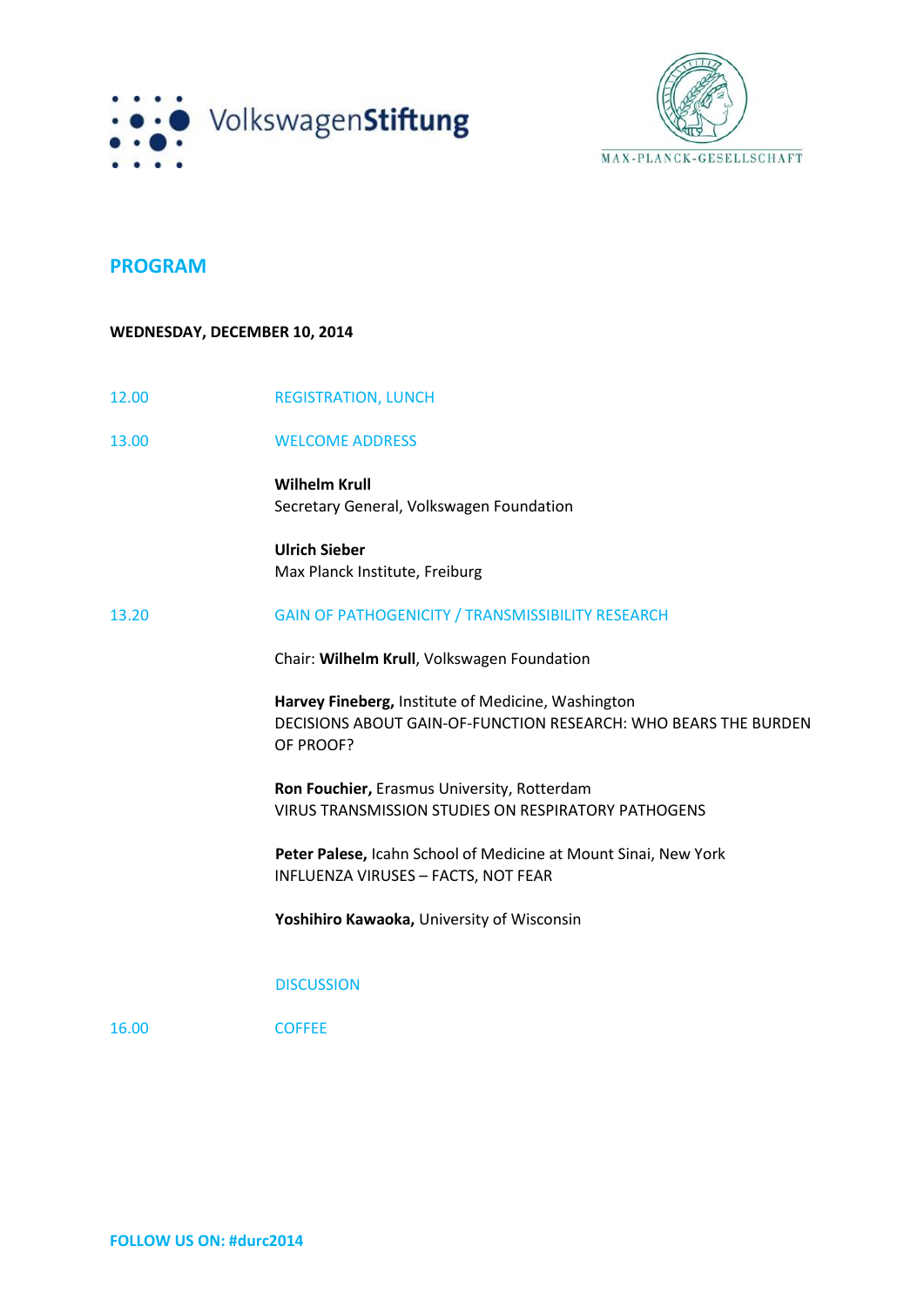VolkswagenStiftung

MAX-PLANCK-GESELLSCHAFT

## PROGRAM

**WEDNESDAY, DECEMBER 10, 2014**

12.00 REGISTRATION, LUNCH

13.00 WELCOME ADDRESS

**Wilhelm Krull**
Secretary General, Volkswagen Foundation

**Ulrich Sieber**
Max Planck Institute, Freiburg

13.20 GAIN OF PATHOGENICITY / TRANSMISSIBILITY RESEARCH

Chair: **Wilhelm Krull**, Volkswagen Foundation

**Harvey Fineberg,** Institute of Medicine, Washington
DECISIONS ABOUT GAIN-OF-FUNCTION RESEARCH: WHO BEARS THE BURDEN OF PROOF?

**Ron Fouchier,** Erasmus University, Rotterdam
VIRUS TRANSMISSION STUDIES ON RESPIRATORY PATHOGENS

**Peter Palese,** Icahn School of Medicine at Mount Sinai, New York
INFLUENZA VIRUSES – FACTS, NOT FEAR

**Yoshihiro Kawaoka,** University of Wisconsin

DISCUSSION

16.00 COFFEE

**FOLLOW US ON: #durc2014**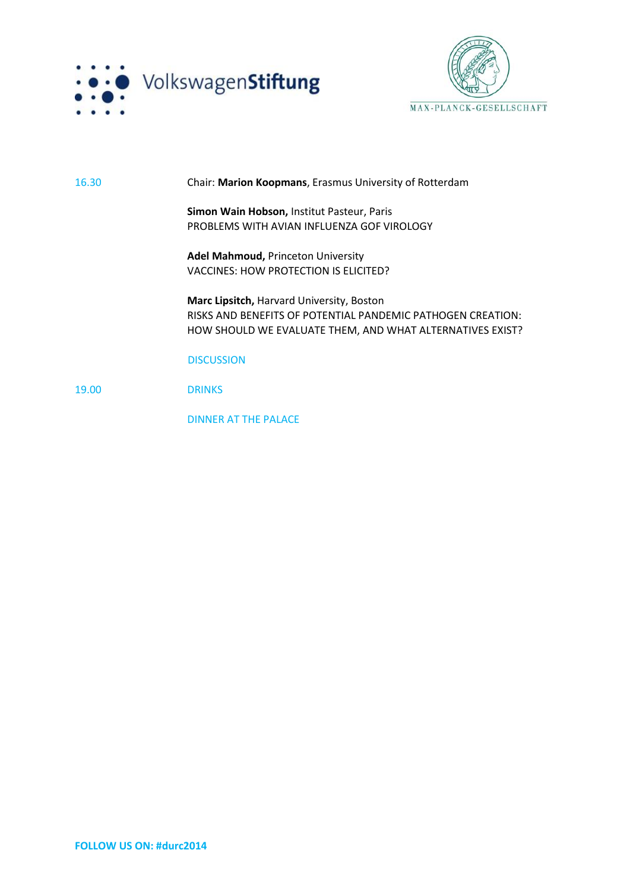| | |
|---|---|
| 16.30 | Chair: **Marion Koopmans**, Erasmus University of Rotterdam |
| | **Simon Wain Hobson,** Institut Pasteur, Paris<br>PROBLEMS WITH AVIAN INFLUENZA GOF VIROLOGY |
| | **Adel Mahmoud,** Princeton University<br>VACCINES: HOW PROTECTION IS ELICITED? |
| | **Marc Lipsitch,** Harvard University, Boston<br>RISKS AND BENEFITS OF POTENTIAL PANDEMIC PATHOGEN CREATION: HOW SHOULD WE EVALUATE THEM, AND WHAT ALTERNATIVES EXIST? |
| | DISCUSSION |
| 19.00 | DRINKS |
| | DINNER AT THE PALACE |

**FOLLOW US ON: #durc2014**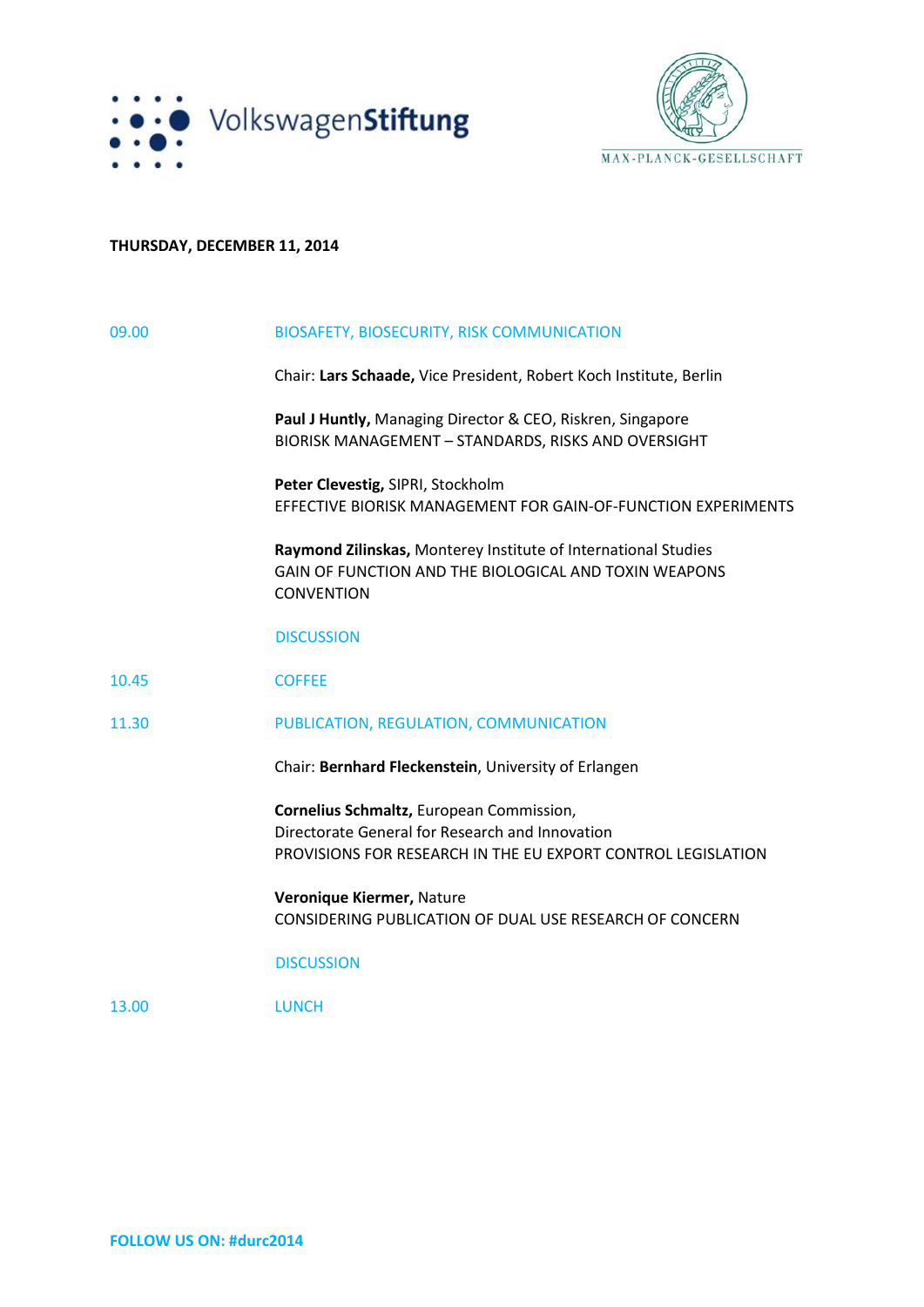**THURSDAY, DECEMBER 11, 2014**

| | |
|---|---|
| 09.00 | BIOSAFETY, BIOSECURITY, RISK COMMUNICATION |
| | Chair: **Lars Schaade,** Vice President, Robert Koch Institute, Berlin |
| | **Paul J Huntly,** Managing Director & CEO, Riskren, Singapore<br>BIORISK MANAGEMENT – STANDARDS, RISKS AND OVERSIGHT |
| | **Peter Clevestig,** SIPRI, Stockholm<br>EFFECTIVE BIORISK MANAGEMENT FOR GAIN-OF-FUNCTION EXPERIMENTS |
| | **Raymond Zilinskas,** Monterey Institute of International Studies<br>GAIN OF FUNCTION AND THE BIOLOGICAL AND TOXIN WEAPONS CONVENTION |
| | DISCUSSION |
| 10.45 | COFFEE |
| 11.30 | PUBLICATION, REGULATION, COMMUNICATION |
| | Chair: **Bernhard Fleckenstein**, University of Erlangen |
| | **Cornelius Schmaltz,** European Commission,<br>Directorate General for Research and Innovation<br>PROVISIONS FOR RESEARCH IN THE EU EXPORT CONTROL LEGISLATION |
| | **Veronique Kiermer,** Nature<br>CONSIDERING PUBLICATION OF DUAL USE RESEARCH OF CONCERN |
| | DISCUSSION |
| 13.00 | LUNCH |

**FOLLOW US ON: #durc2014**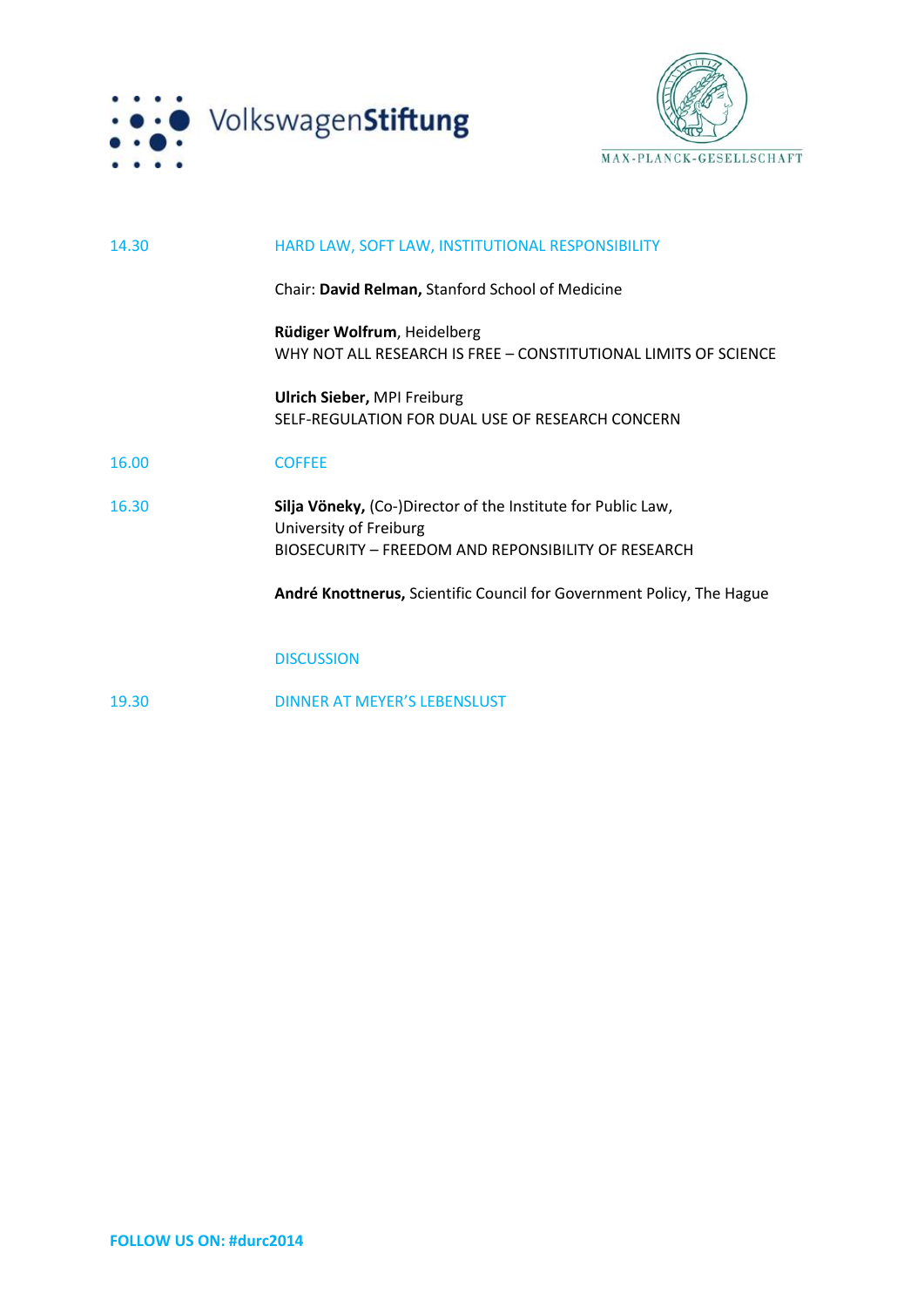14.30 HARD LAW, SOFT LAW, INSTITUTIONAL RESPONSIBILITY

Chair: **David Relman,** Stanford School of Medicine

**Rüdiger Wolfrum**, Heidelberg
WHY NOT ALL RESEARCH IS FREE – CONSTITUTIONAL LIMITS OF SCIENCE

**Ulrich Sieber,** MPI Freiburg
SELF-REGULATION FOR DUAL USE OF RESEARCH CONCERN

16.00 COFFEE

16.30 **Silja Vöneky,** (Co-)Director of the Institute for Public Law, University of Freiburg
BIOSECURITY – FREEDOM AND REPONSIBILITY OF RESEARCH

**André Knottnerus,** Scientific Council for Government Policy, The Hague

DISCUSSION

19.30 DINNER AT MEYER'S LEBENSLUST

**FOLLOW US ON: #durc2014**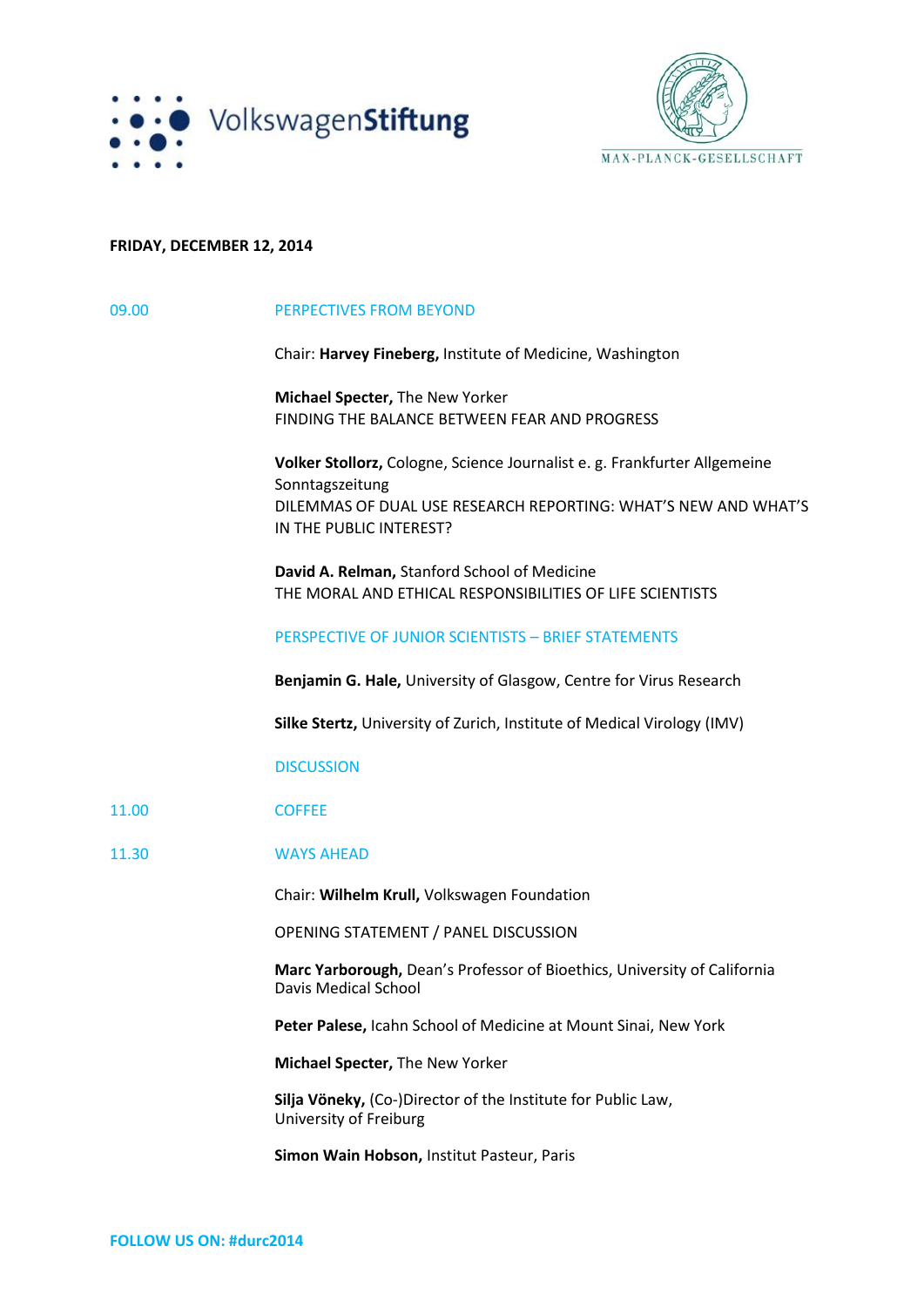**FRIDAY, DECEMBER 12, 2014**

**09.00** PERPECTIVES FROM BEYOND

Chair: **Harvey Fineberg,** Institute of Medicine, Washington

**Michael Specter,** The New Yorker
FINDING THE BALANCE BETWEEN FEAR AND PROGRESS

**Volker Stollorz,** Cologne, Science Journalist e. g. Frankfurter Allgemeine Sonntagszeitung
DILEMMAS OF DUAL USE RESEARCH REPORTING: WHAT'S NEW AND WHAT'S IN THE PUBLIC INTEREST?

**David A. Relman,** Stanford School of Medicine
THE MORAL AND ETHICAL RESPONSIBILITIES OF LIFE SCIENTISTS

PERSPECTIVE OF JUNIOR SCIENTISTS – BRIEF STATEMENTS

**Benjamin G. Hale,** University of Glasgow, Centre for Virus Research

**Silke Stertz,** University of Zurich, Institute of Medical Virology (IMV)

DISCUSSION

**11.00** COFFEE

**11.30** WAYS AHEAD

Chair: **Wilhelm Krull,** Volkswagen Foundation

OPENING STATEMENT / PANEL DISCUSSION

**Marc Yarborough,** Dean's Professor of Bioethics, University of California Davis Medical School

**Peter Palese,** Icahn School of Medicine at Mount Sinai, New York

**Michael Specter,** The New Yorker

**Silja Vöneky,** (Co-)Director of the Institute for Public Law, University of Freiburg

**Simon Wain Hobson,** Institut Pasteur, Paris

**FOLLOW US ON: #durc2014**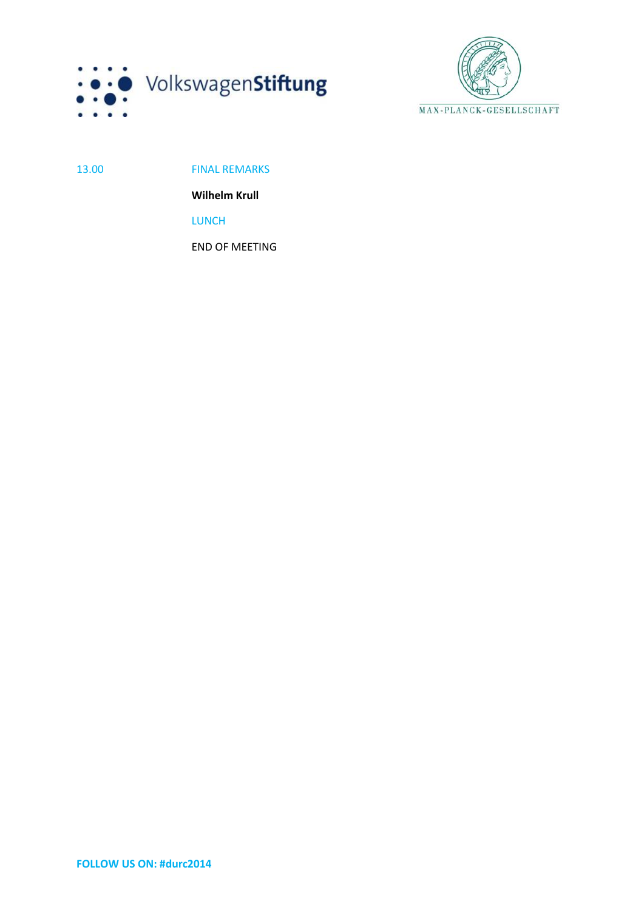13.00 FINAL REMARKS

**Wilhelm Krull**

LUNCH

END OF MEETING

**FOLLOW US ON: #durc2014**